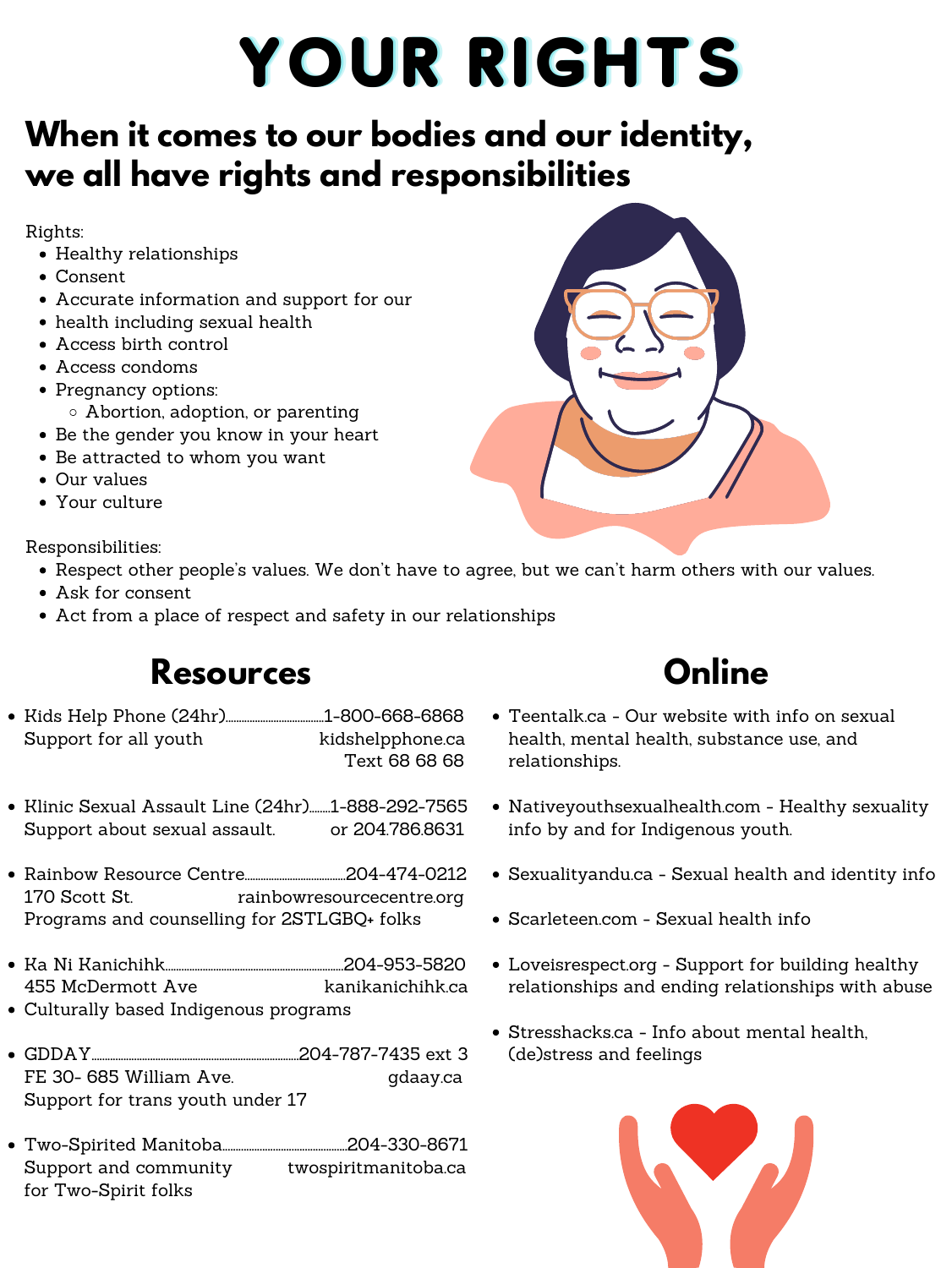# YOUR RIGHTS

## When it comes to our bodies and our identity, we all have rights and responsibilities

Rights:

- Healthy relationships
- Consent
- Accurate information and support for our
- health including sexual health
- Access birth control
- Access condoms
- Pregnancy options:
  - Abortion, adoption, or parenting
- Be the gender you know in your heart
- Be attracted to whom you want
- Our values
- Your culture

Responsibilities:

- Respect other people's values. We don't have to agree, but we can't harm others with our values.
- Ask for consent
- Act from a place of respect and safety in our relationships

## Resources

- Kids Help Phone (24hr)........1-800-668-6868
  Support for all youth — kidshelpphone.ca — Text 68 68 68
- Klinic Sexual Assault Line (24hr)........1-888-292-7565
  Support about sexual assault. — or 204.786.8631
- Rainbow Resource Centre........204-474-0212
  170 Scott St. — rainbowresourcecentre.org
  Programs and counselling for 2STLGBQ+ folks
- Ka Ni Kanichihk........204-953-5820
  455 McDermott Ave — kanikanichihk.ca
- Culturally based Indigenous programs
- GDDAY........204-787-7435 ext 3
  FE 30- 685 William Ave. — gdaay.ca
  Support for trans youth under 17
- Two-Spirited Manitoba........204-330-8671
  Support and community for Two-Spirit folks — twospiritmanitoba.ca

## Online

- Teentalk.ca - Our website with info on sexual health, mental health, substance use, and relationships.
- Nativeyouthsexualhealth.com - Healthy sexuality info by and for Indigenous youth.
- Sexualityandu.ca - Sexual health and identity info
- Scarleteen.com - Sexual health info
- Loveisrespect.org - Support for building healthy relationships and ending relationships with abuse
- Stresshacks.ca - Info about mental health, (de)stress and feelings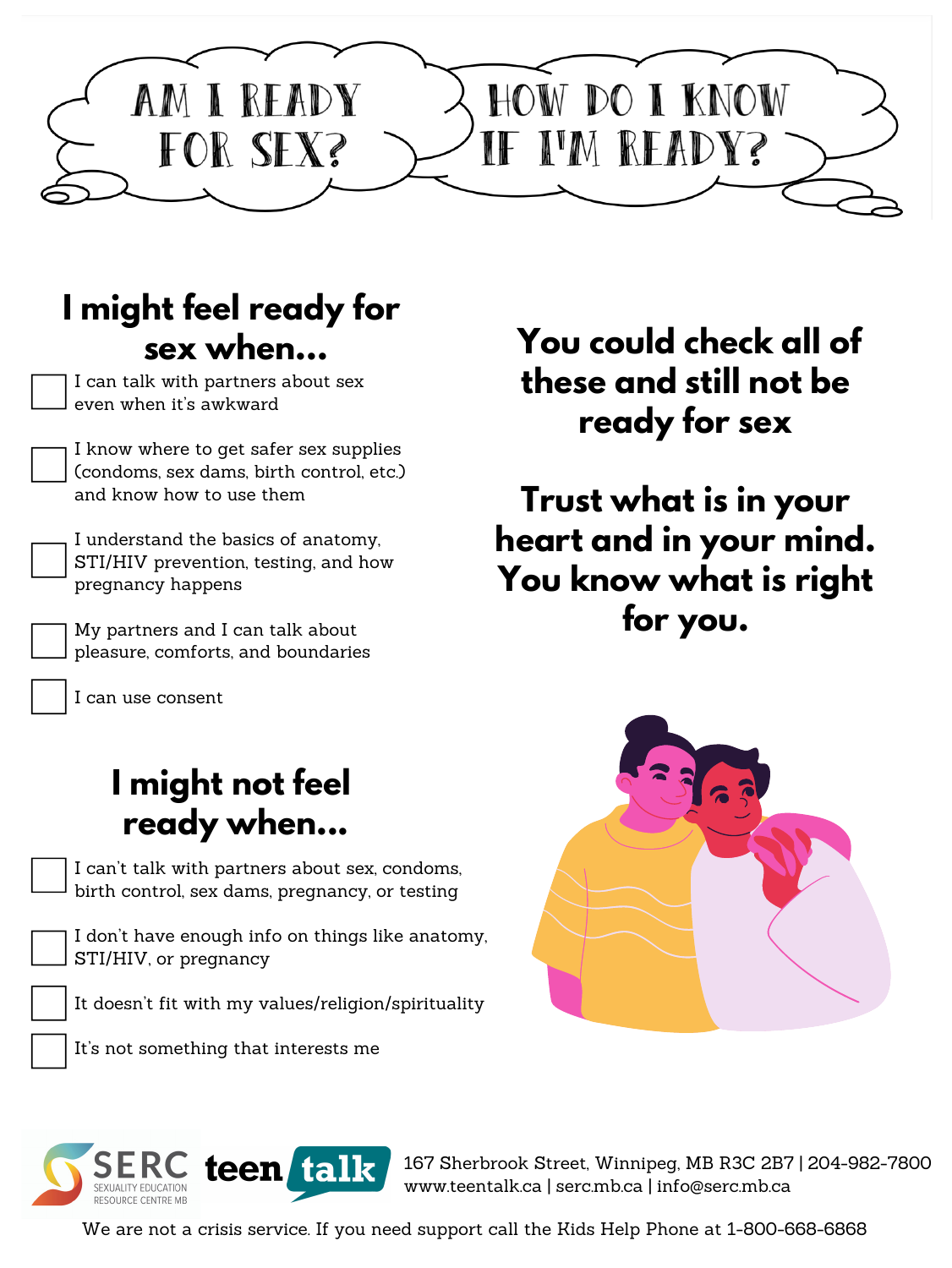# AM I READY FOR SEX?

# HOW DO I KNOW IF I'M READY?

## I might feel ready for sex when...

- [ ] I can talk with partners about sex even when it's awkward
- [ ] I know where to get safer sex supplies (condoms, sex dams, birth control, etc.) and know how to use them
- [ ] I understand the basics of anatomy, STI/HIV prevention, testing, and how pregnancy happens
- [ ] My partners and I can talk about pleasure, comforts, and boundaries
- [ ] I can use consent

## You could check all of these and still not be ready for sex

## Trust what is in your heart and in your mind. You know what is right for you.

## I might not feel ready when...

- [ ] I can't talk with partners about sex, condoms, birth control, sex dams, pregnancy, or testing
- [ ] I don't have enough info on things like anatomy, STI/HIV, or pregnancy
- [ ] It doesn't fit with my values/religion/spirituality
- [ ] It's not something that interests me

SERC SEXUALITY EDUCATION RESOURCE CENTRE MB | teen talk

167 Sherbrook Street, Winnipeg, MB R3C 2B7 | 204-982-7800
www.teentalk.ca | serc.mb.ca | info@serc.mb.ca

We are not a crisis service. If you need support call the Kids Help Phone at 1-800-668-6868